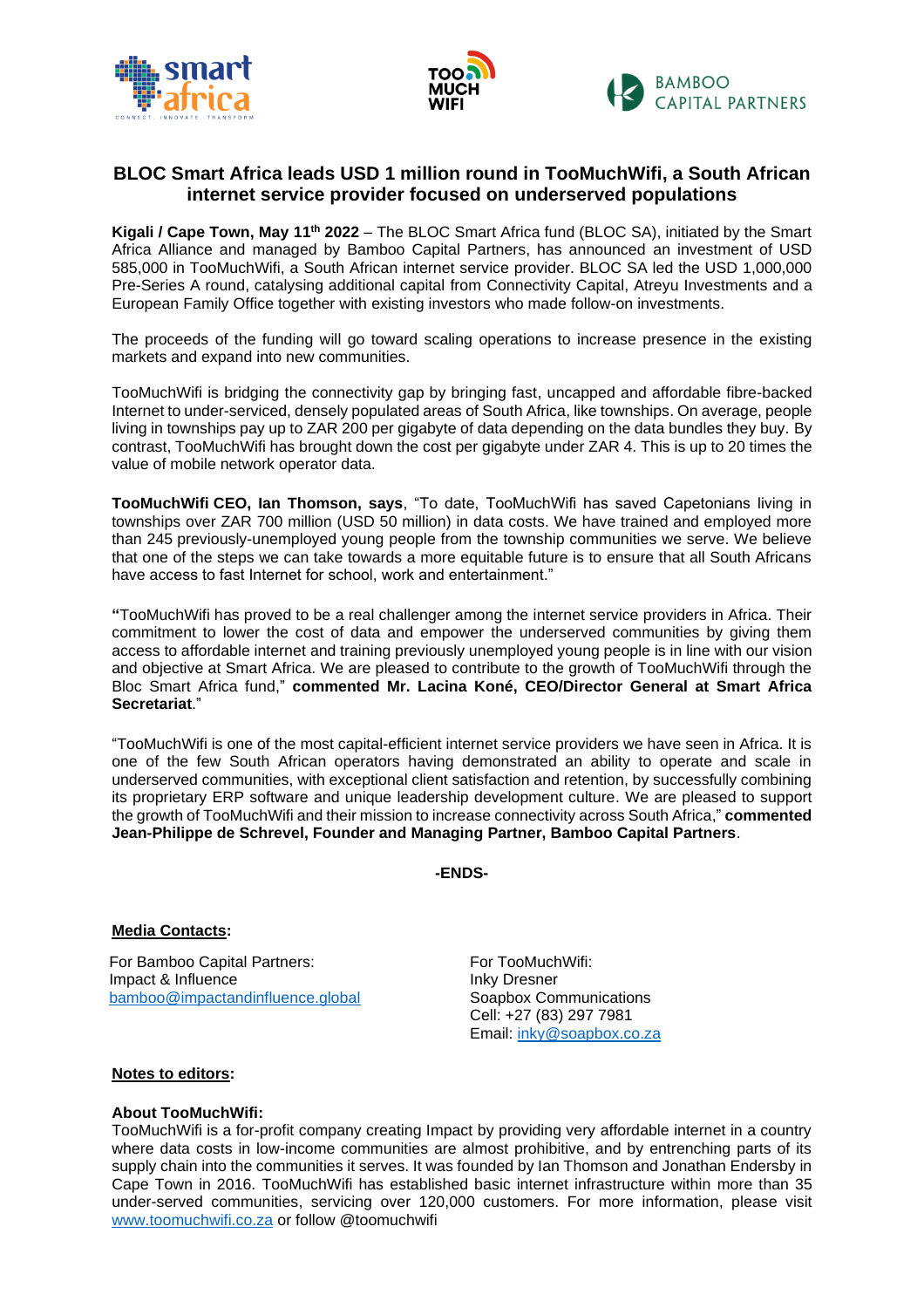# BLOC Smart Africa leads USD 1 million round in TooMuchWifi, a South African internet service provider focused on underserved populations

**Kigali / Cape Town, May 11th 2022** – The BLOC Smart Africa fund (BLOC SA), initiated by the Smart Africa Alliance and managed by Bamboo Capital Partners, has announced an investment of USD 585,000 in TooMuchWifi, a South African internet service provider. BLOC SA led the USD 1,000,000 Pre-Series A round, catalysing additional capital from Connectivity Capital, Atreyu Investments and a European Family Office together with existing investors who made follow-on investments.

The proceeds of the funding will go toward scaling operations to increase presence in the existing markets and expand into new communities.

TooMuchWifi is bridging the connectivity gap by bringing fast, uncapped and affordable fibre-backed Internet to under-serviced, densely populated areas of South Africa, like townships. On average, people living in townships pay up to ZAR 200 per gigabyte of data depending on the data bundles they buy. By contrast, TooMuchWifi has brought down the cost per gigabyte under ZAR 4. This is up to 20 times the value of mobile network operator data.

**TooMuchWifi CEO, Ian Thomson, says**, "To date, TooMuchWifi has saved Capetonians living in townships over ZAR 700 million (USD 50 million) in data costs. We have trained and employed more than 245 previously-unemployed young people from the township communities we serve. We believe that one of the steps we can take towards a more equitable future is to ensure that all South Africans have access to fast Internet for school, work and entertainment."

"TooMuchWifi has proved to be a real challenger among the internet service providers in Africa. Their commitment to lower the cost of data and empower the underserved communities by giving them access to affordable internet and training previously unemployed young people is in line with our vision and objective at Smart Africa. We are pleased to contribute to the growth of TooMuchWifi through the Bloc Smart Africa fund," **commented Mr. Lacina Koné, CEO/Director General at Smart Africa Secretariat**."

"TooMuchWifi is one of the most capital-efficient internet service providers we have seen in Africa. It is one of the few South African operators having demonstrated an ability to operate and scale in underserved communities, with exceptional client satisfaction and retention, by successfully combining its proprietary ERP software and unique leadership development culture. We are pleased to support the growth of TooMuchWifi and their mission to increase connectivity across South Africa," **commented Jean-Philippe de Schrevel, Founder and Managing Partner, Bamboo Capital Partners**.

**-ENDS-**

**Media Contacts:**

For Bamboo Capital Partners:
Impact & Influence
bamboo@impactandinfluence.global

For TooMuchWifi:
Inky Dresner
Soapbox Communications
Cell: +27 (83) 297 7981
Email: inky@soapbox.co.za

**Notes to editors:**

**About TooMuchWifi:**
TooMuchWifi is a for-profit company creating Impact by providing very affordable internet in a country where data costs in low-income communities are almost prohibitive, and by entrenching parts of its supply chain into the communities it serves. It was founded by Ian Thomson and Jonathan Endersby in Cape Town in 2016. TooMuchWifi has established basic internet infrastructure within more than 35 under-served communities, servicing over 120,000 customers. For more information, please visit www.toomuchwifi.co.za or follow @toomuchwifi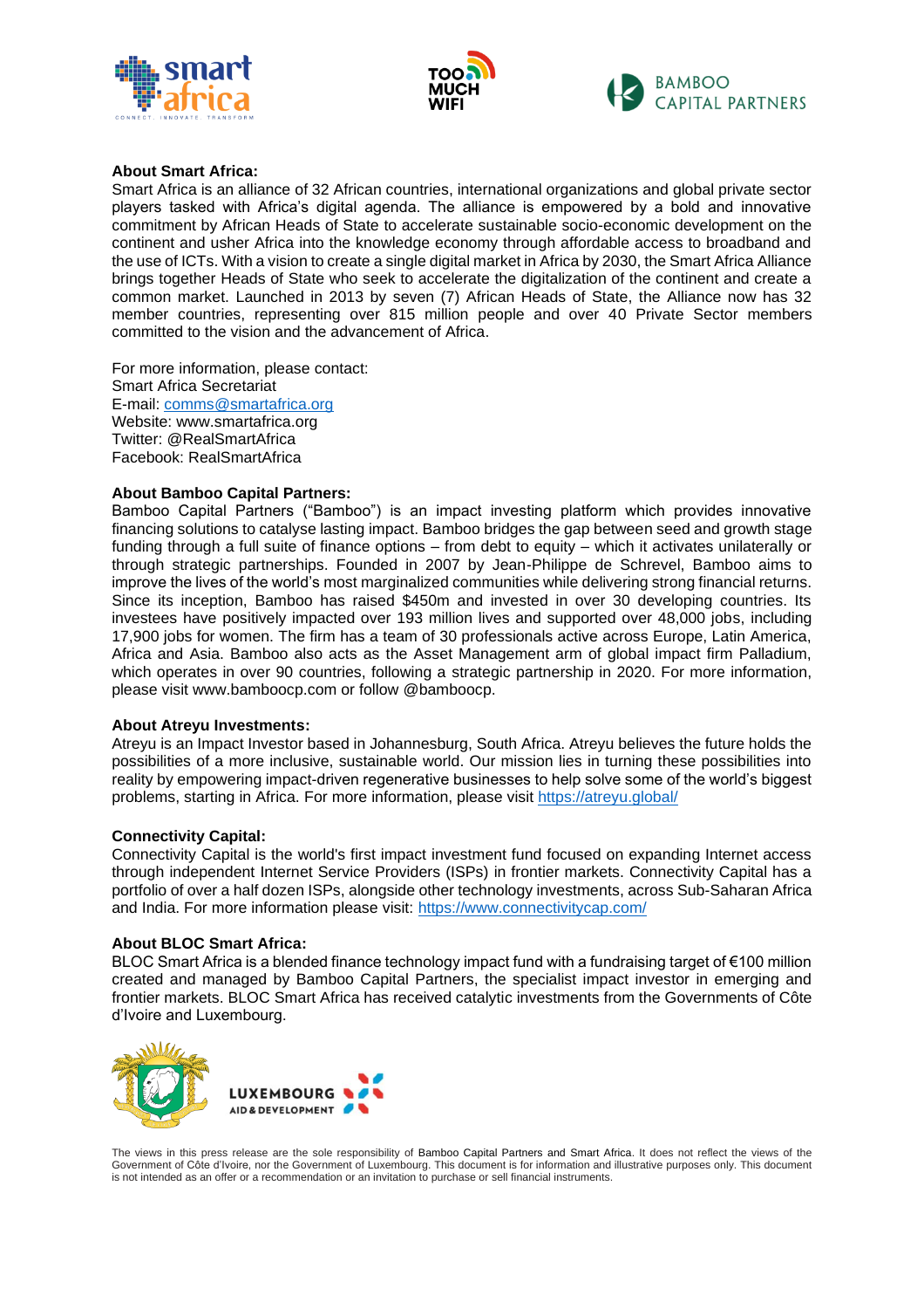**About Smart Africa:**

Smart Africa is an alliance of 32 African countries, international organizations and global private sector players tasked with Africa's digital agenda. The alliance is empowered by a bold and innovative commitment by African Heads of State to accelerate sustainable socio-economic development on the continent and usher Africa into the knowledge economy through affordable access to broadband and the use of ICTs. With a vision to create a single digital market in Africa by 2030, the Smart Africa Alliance brings together Heads of State who seek to accelerate the digitalization of the continent and create a common market. Launched in 2013 by seven (7) African Heads of State, the Alliance now has 32 member countries, representing over 815 million people and over 40 Private Sector members committed to the vision and the advancement of Africa.

For more information, please contact:
Smart Africa Secretariat
E-mail: comms@smartafrica.org
Website: www.smartafrica.org
Twitter: @RealSmartAfrica
Facebook: RealSmartAfrica

**About Bamboo Capital Partners:**

Bamboo Capital Partners ("Bamboo") is an impact investing platform which provides innovative financing solutions to catalyse lasting impact. Bamboo bridges the gap between seed and growth stage funding through a full suite of finance options – from debt to equity – which it activates unilaterally or through strategic partnerships. Founded in 2007 by Jean-Philippe de Schrevel, Bamboo aims to improve the lives of the world's most marginalized communities while delivering strong financial returns. Since its inception, Bamboo has raised $450m and invested in over 30 developing countries. Its investees have positively impacted over 193 million lives and supported over 48,000 jobs, including 17,900 jobs for women. The firm has a team of 30 professionals active across Europe, Latin America, Africa and Asia. Bamboo also acts as the Asset Management arm of global impact firm Palladium, which operates in over 90 countries, following a strategic partnership in 2020. For more information, please visit www.bamboocp.com or follow @bamboocp.

**About Atreyu Investments:**

Atreyu is an Impact Investor based in Johannesburg, South Africa. Atreyu believes the future holds the possibilities of a more inclusive, sustainable world. Our mission lies in turning these possibilities into reality by empowering impact-driven regenerative businesses to help solve some of the world's biggest problems, starting in Africa. For more information, please visit https://atreyu.global/

**Connectivity Capital:**

Connectivity Capital is the world's first impact investment fund focused on expanding Internet access through independent Internet Service Providers (ISPs) in frontier markets. Connectivity Capital has a portfolio of over a half dozen ISPs, alongside other technology investments, across Sub-Saharan Africa and India. For more information please visit: https://www.connectivitycap.com/

**About BLOC Smart Africa:**

BLOC Smart Africa is a blended finance technology impact fund with a fundraising target of €100 million created and managed by Bamboo Capital Partners, the specialist impact investor in emerging and frontier markets. BLOC Smart Africa has received catalytic investments from the Governments of Côte d'Ivoire and Luxembourg.

The views in this press release are the sole responsibility of Bamboo Capital Partners and Smart Africa. It does not reflect the views of the Government of Côte d'Ivoire, nor the Government of Luxembourg. This document is for information and illustrative purposes only. This document is not intended as an offer or a recommendation or an invitation to purchase or sell financial instruments.